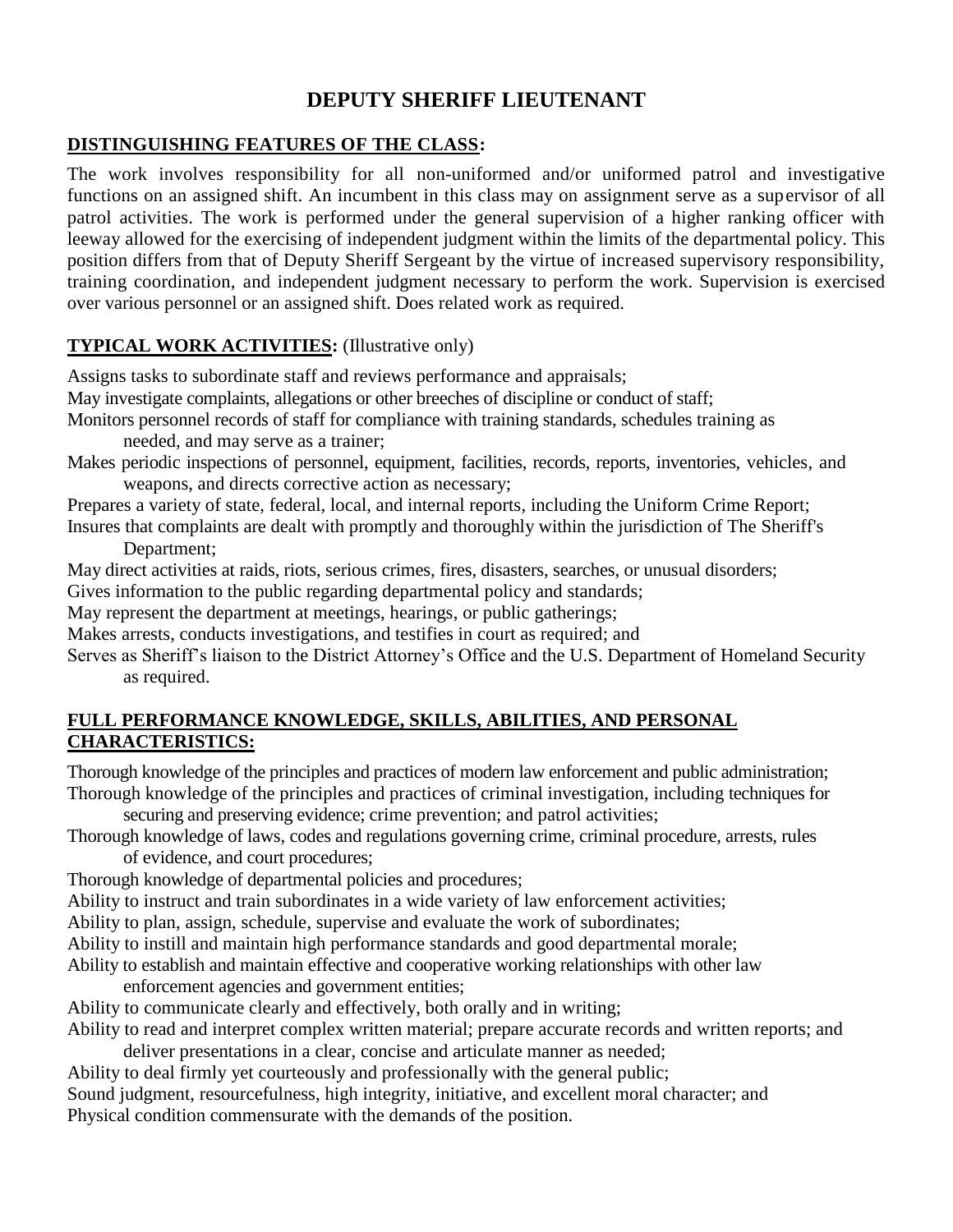# DEPUTY SHERIFF LIEUTENANT

## DISTINGUISHING FEATURES OF THE CLASS:

The work involves responsibility for all non-uniformed and/or uniformed patrol and investigative functions on an assigned shift. An incumbent in this class may on assignment serve as a supervisor of all patrol activities. The work is performed under the general supervision of a higher ranking officer with leeway allowed for the exercising of independent judgment within the limits of the departmental policy. This position differs from that of Deputy Sheriff Sergeant by the virtue of increased supervisory responsibility, training coordination, and independent judgment necessary to perform the work. Supervision is exercised over various personnel or an assigned shift. Does related work as required.

## TYPICAL WORK ACTIVITIES: (Illustrative only)

Assigns tasks to subordinate staff and reviews performance and appraisals;
May investigate complaints, allegations or other breeches of discipline or conduct of staff;
Monitors personnel records of staff for compliance with training standards, schedules training as needed, and may serve as a trainer;
Makes periodic inspections of personnel, equipment, facilities, records, reports, inventories, vehicles, and weapons, and directs corrective action as necessary;
Prepares a variety of state, federal, local, and internal reports, including the Uniform Crime Report;
Insures that complaints are dealt with promptly and thoroughly within the jurisdiction of The Sheriff's Department;
May direct activities at raids, riots, serious crimes, fires, disasters, searches, or unusual disorders;
Gives information to the public regarding departmental policy and standards;
May represent the department at meetings, hearings, or public gatherings;
Makes arrests, conducts investigations, and testifies in court as required; and
Serves as Sheriff's liaison to the District Attorney's Office and the U.S. Department of Homeland Security as required.

## FULL PERFORMANCE KNOWLEDGE, SKILLS, ABILITIES, AND PERSONAL CHARACTERISTICS:

Thorough knowledge of the principles and practices of modern law enforcement and public administration;
Thorough knowledge of the principles and practices of criminal investigation, including techniques for securing and preserving evidence; crime prevention; and patrol activities;
Thorough knowledge of laws, codes and regulations governing crime, criminal procedure, arrests, rules of evidence, and court procedures;
Thorough knowledge of departmental policies and procedures;
Ability to instruct and train subordinates in a wide variety of law enforcement activities;
Ability to plan, assign, schedule, supervise and evaluate the work of subordinates;
Ability to instill and maintain high performance standards and good departmental morale;
Ability to establish and maintain effective and cooperative working relationships with other law enforcement agencies and government entities;
Ability to communicate clearly and effectively, both orally and in writing;
Ability to read and interpret complex written material; prepare accurate records and written reports; and deliver presentations in a clear, concise and articulate manner as needed;
Ability to deal firmly yet courteously and professionally with the general public;
Sound judgment, resourcefulness, high integrity, initiative, and excellent moral character; and
Physical condition commensurate with the demands of the position.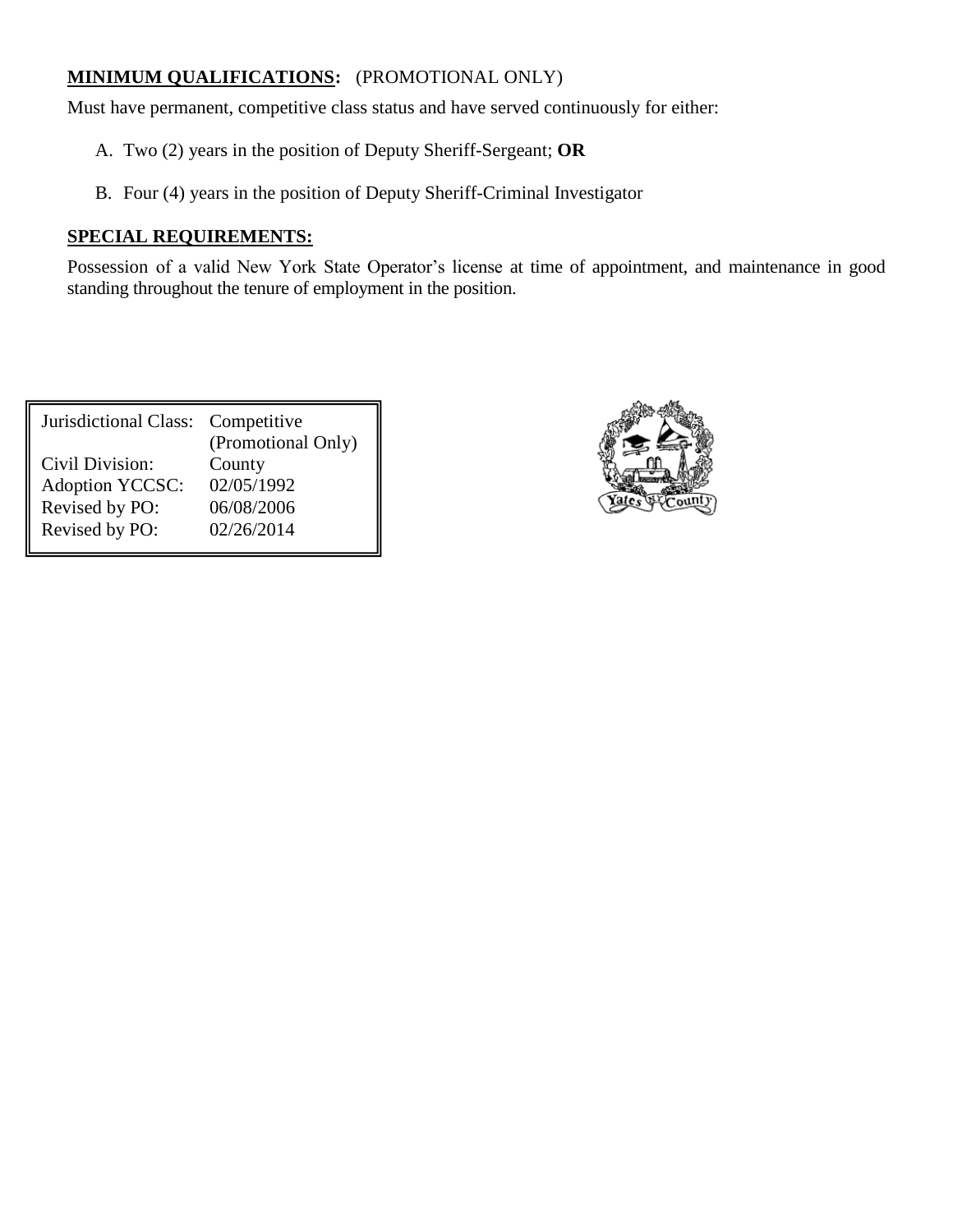**MINIMUM QUALIFICATIONS:** (PROMOTIONAL ONLY)

Must have permanent, competitive class status and have served continuously for either:

A. Two (2) years in the position of Deputy Sheriff-Sergeant; **OR**

B. Four (4) years in the position of Deputy Sheriff-Criminal Investigator

**SPECIAL REQUIREMENTS:**

Possession of a valid New York State Operator's license at time of appointment, and maintenance in good standing throughout the tenure of employment in the position.

| | |
|---|---|
| Jurisdictional Class: | Competitive (Promotional Only) |
| Civil Division: | County |
| Adoption YCCSC: | 02/05/1992 |
| Revised by PO: | 06/08/2006 |
| Revised by PO: | 02/26/2014 |